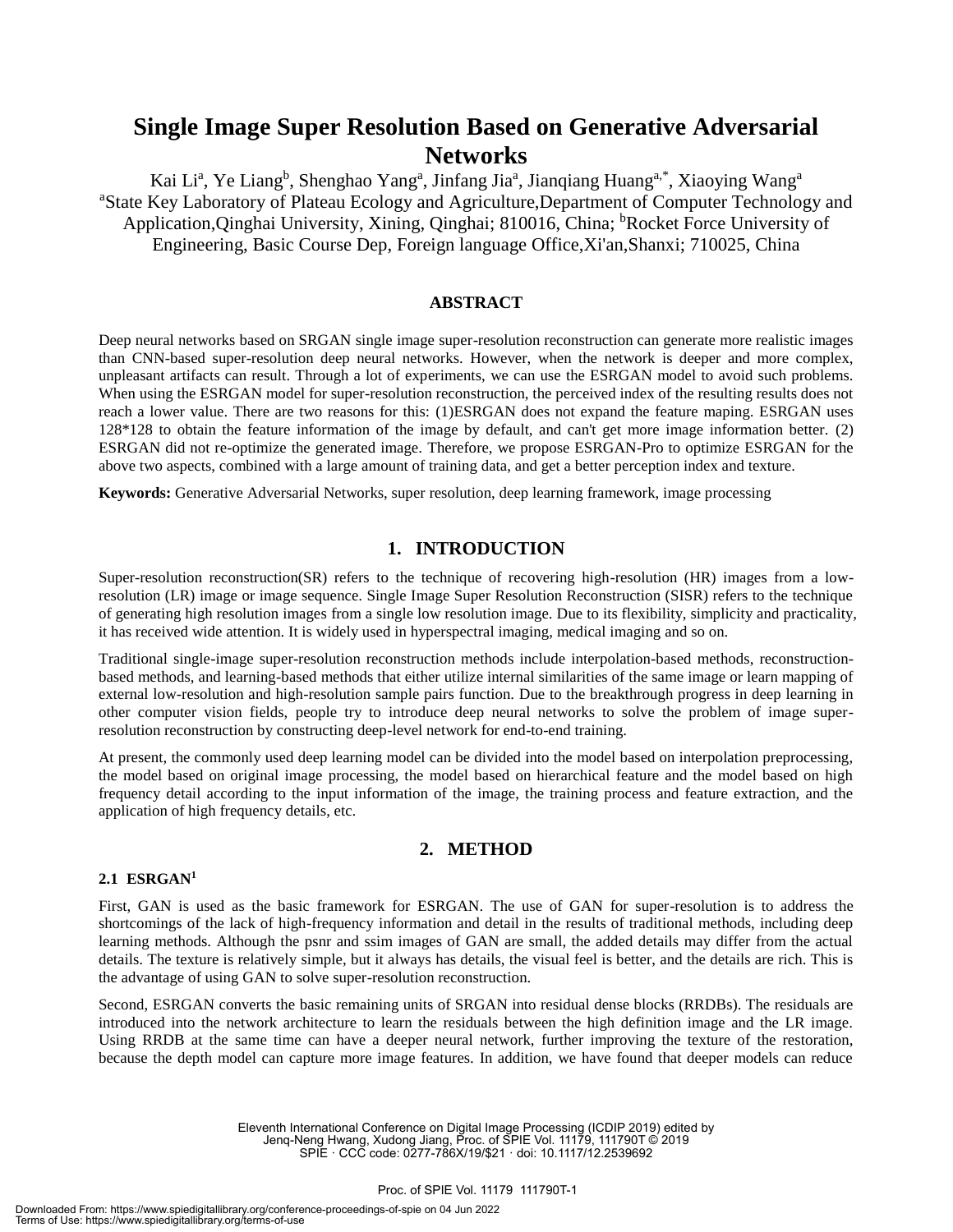# Single Image Super Resolution Based on Generative Adversarial Networks

Kai Li[a], Ye Liang[b], Shenghao Yang[a], Jinfang Jia[a], Jianqiang Huang[a,*], Xiaoying Wang[a]

[a]State Key Laboratory of Plateau Ecology and Agriculture,Department of Computer Technology and Application,Qinghai University, Xining, Qinghai; 810016, China; [b]Rocket Force University of Engineering, Basic Course Dep, Foreign language Office,Xi'an,Shanxi; 710025, China

## ABSTRACT

Deep neural networks based on SRGAN single image super-resolution reconstruction can generate more realistic images than CNN-based super-resolution deep neural networks. However, when the network is deeper and more complex, unpleasant artifacts can result. Through a lot of experiments, we can use the ESRGAN model to avoid such problems. When using the ESRGAN model for super-resolution reconstruction, the perceived index of the resulting results does not reach a lower value. There are two reasons for this: (1)ESRGAN does not expand the feature maping. ESRGAN uses 128*128 to obtain the feature information of the image by default, and can't get more image information better. (2) ESRGAN did not re-optimize the generated image. Therefore, we propose ESRGAN-Pro to optimize ESRGAN for the above two aspects, combined with a large amount of training data, and get a better perception index and texture.

**Keywords:** Generative Adversarial Networks, super resolution, deep learning framework, image processing

## 1. INTRODUCTION

Super-resolution reconstruction(SR) refers to the technique of recovering high-resolution (HR) images from a low-resolution (LR) image or image sequence. Single Image Super Resolution Reconstruction (SISR) refers to the technique of generating high resolution images from a single low resolution image. Due to its flexibility, simplicity and practicality, it has received wide attention. It is widely used in hyperspectral imaging, medical imaging and so on.

Traditional single-image super-resolution reconstruction methods include interpolation-based methods, reconstruction-based methods, and learning-based methods that either utilize internal similarities of the same image or learn mapping of external low-resolution and high-resolution sample pairs function. Due to the breakthrough progress in deep learning in other computer vision fields, people try to introduce deep neural networks to solve the problem of image super-resolution reconstruction by constructing deep-level network for end-to-end training.

At present, the commonly used deep learning model can be divided into the model based on interpolation preprocessing, the model based on original image processing, the model based on hierarchical feature and the model based on high frequency detail according to the input information of the image, the training process and feature extraction, and the application of high frequency details, etc.

## 2. METHOD

### 2.1 ESRGAN[1]

First, GAN is used as the basic framework for ESRGAN. The use of GAN for super-resolution is to address the shortcomings of the lack of high-frequency information and detail in the results of traditional methods, including deep learning methods. Although the psnr and ssim images of GAN are small, the added details may differ from the actual details. The texture is relatively simple, but it always has details, the visual feel is better, and the details are rich. This is the advantage of using GAN to solve super-resolution reconstruction.

Second, ESRGAN converts the basic remaining units of SRGAN into residual dense blocks (RRDBs). The residuals are introduced into the network architecture to learn the residuals between the high definition image and the LR image. Using RRDB at the same time can have a deeper neural network, further improving the texture of the restoration, because the depth model can capture more image features. In addition, we have found that deeper models can reduce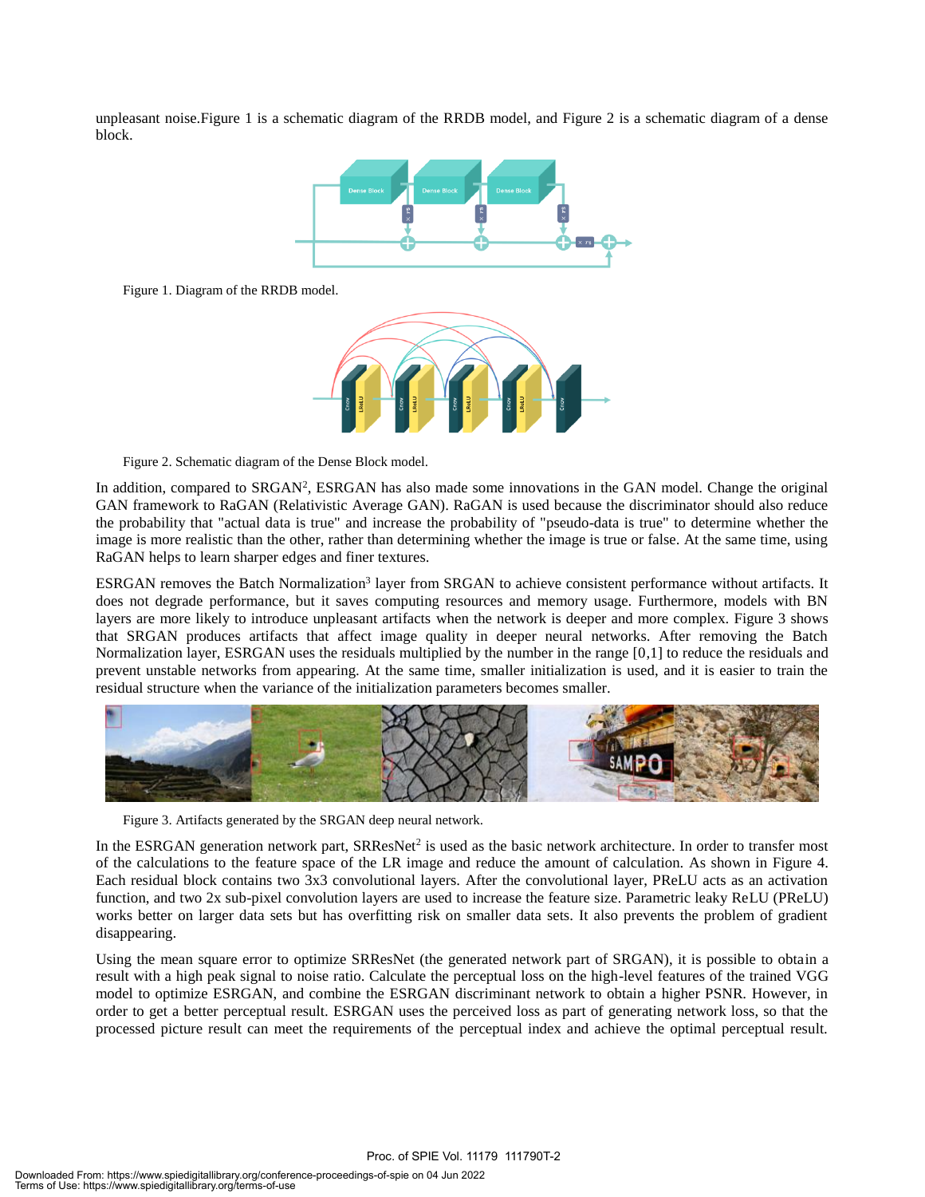unpleasant noise.Figure 1 is a schematic diagram of the RRDB model, and Figure 2 is a schematic diagram of a dense block.

Figure 1. Diagram of the RRDB model.

Figure 2. Schematic diagram of the Dense Block model.

In addition, compared to SRGAN[2], ESRGAN has also made some innovations in the GAN model. Change the original GAN framework to RaGAN (Relativistic Average GAN). RaGAN is used because the discriminator should also reduce the probability that "actual data is true" and increase the probability of "pseudo-data is true" to determine whether the image is more realistic than the other, rather than determining whether the image is true or false. At the same time, using RaGAN helps to learn sharper edges and finer textures.

ESRGAN removes the Batch Normalization[3] layer from SRGAN to achieve consistent performance without artifacts. It does not degrade performance, but it saves computing resources and memory usage. Furthermore, models with BN layers are more likely to introduce unpleasant artifacts when the network is deeper and more complex. Figure 3 shows that SRGAN produces artifacts that affect image quality in deeper neural networks. After removing the Batch Normalization layer, ESRGAN uses the residuals multiplied by the number in the range [0,1] to reduce the residuals and prevent unstable networks from appearing. At the same time, smaller initialization is used, and it is easier to train the residual structure when the variance of the initialization parameters becomes smaller.

Figure 3. Artifacts generated by the SRGAN deep neural network.

In the ESRGAN generation network part, SRResNet[2] is used as the basic network architecture. In order to transfer most of the calculations to the feature space of the LR image and reduce the amount of calculation. As shown in Figure 4. Each residual block contains two 3x3 convolutional layers. After the convolutional layer, PReLU acts as an activation function, and two 2x sub-pixel convolution layers are used to increase the feature size. Parametric leaky ReLU (PReLU) works better on larger data sets but has overfitting risk on smaller data sets. It also prevents the problem of gradient disappearing.

Using the mean square error to optimize SRResNet (the generated network part of SRGAN), it is possible to obtain a result with a high peak signal to noise ratio. Calculate the perceptual loss on the high-level features of the trained VGG model to optimize ESRGAN, and combine the ESRGAN discriminant network to obtain a higher PSNR. However, in order to get a better perceptual result. ESRGAN uses the perceived loss as part of generating network loss, so that the processed picture result can meet the requirements of the perceptual index and achieve the optimal perceptual result.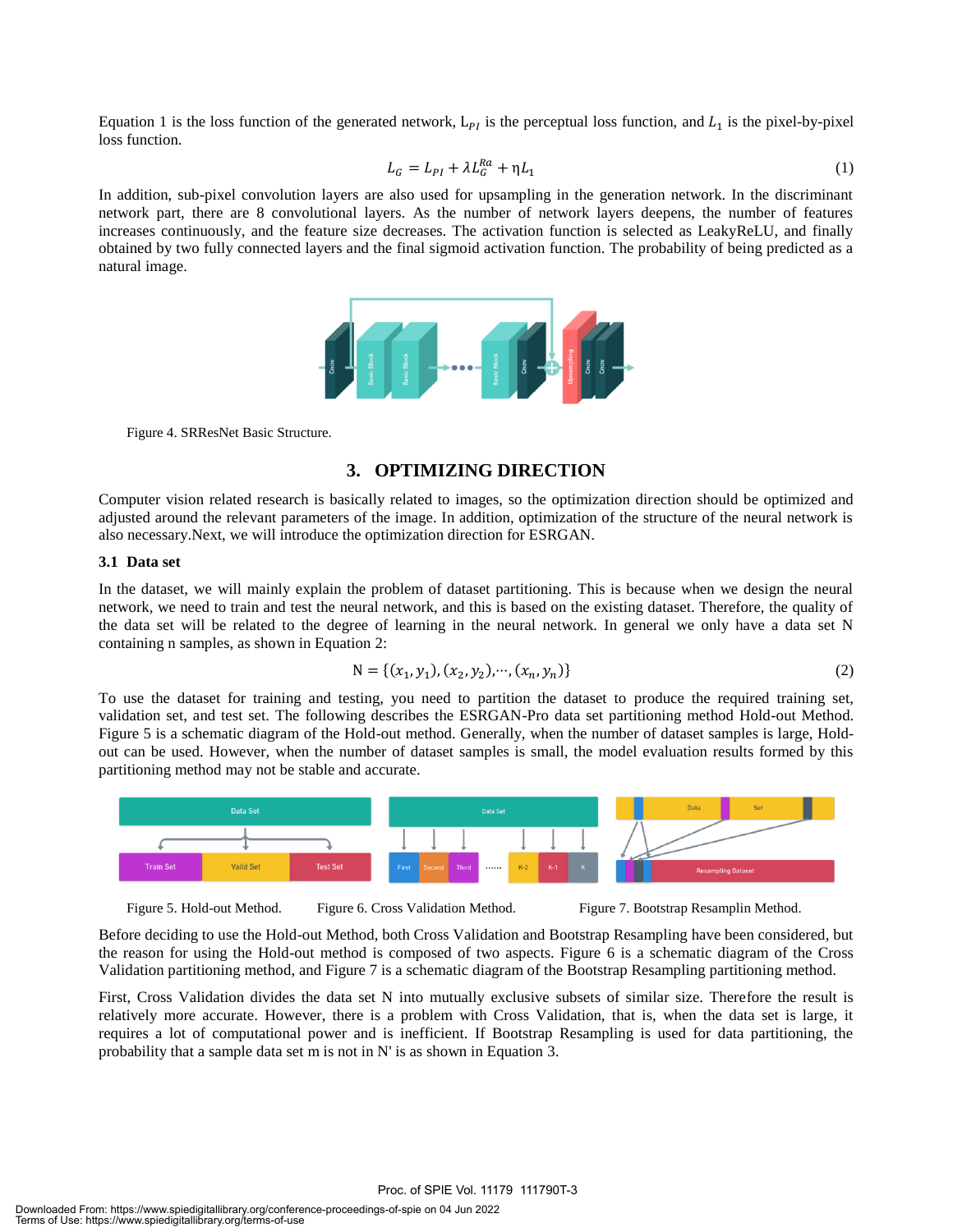Equation 1 is the loss function of the generated network, $L_{PI}$ is the perceptual loss function, and $L_1$ is the pixel-by-pixel loss function.

$$L_G = L_{PI} + \lambda L_G^{Ra} + \eta L_1 \tag{1}$$

In addition, sub-pixel convolution layers are also used for upsampling in the generation network. In the discriminant network part, there are 8 convolutional layers. As the number of network layers deepens, the number of features increases continuously, and the feature size decreases. The activation function is selected as LeakyReLU, and finally obtained by two fully connected layers and the final sigmoid activation function. The probability of being predicted as a natural image.

Figure 4. SRResNet Basic Structure.

## 3. OPTIMIZING DIRECTION

Computer vision related research is basically related to images, so the optimization direction should be optimized and adjusted around the relevant parameters of the image. In addition, optimization of the structure of the neural network is also necessary.Next, we will introduce the optimization direction for ESRGAN.

### 3.1 Data set

In the dataset, we will mainly explain the problem of dataset partitioning. This is because when we design the neural network, we need to train and test the neural network, and this is based on the existing dataset. Therefore, the quality of the data set will be related to the degree of learning in the neural network. In general we only have a data set N containing n samples, as shown in Equation 2:

$$\mathrm{N} = \{(x_1, y_1), (x_2, y_2), \cdots, (x_n, y_n)\} \tag{2}$$

To use the dataset for training and testing, you need to partition the dataset to produce the required training set, validation set, and test set. The following describes the ESRGAN-Pro data set partitioning method Hold-out Method. Figure 5 is a schematic diagram of the Hold-out method. Generally, when the number of dataset samples is large, Hold-out can be used. However, when the number of dataset samples is small, the model evaluation results formed by this partitioning method may not be stable and accurate.

Figure 5. Hold-out Method. Figure 6. Cross Validation Method. Figure 7. Bootstrap Resamplin Method.

Before deciding to use the Hold-out Method, both Cross Validation and Bootstrap Resampling have been considered, but the reason for using the Hold-out method is composed of two aspects. Figure 6 is a schematic diagram of the Cross Validation partitioning method, and Figure 7 is a schematic diagram of the Bootstrap Resampling partitioning method.

First, Cross Validation divides the data set N into mutually exclusive subsets of similar size. Therefore the result is relatively more accurate. However, there is a problem with Cross Validation, that is, when the data set is large, it requires a lot of computational power and is inefficient. If Bootstrap Resampling is used for data partitioning, the probability that a sample data set m is not in N' is as shown in Equation 3.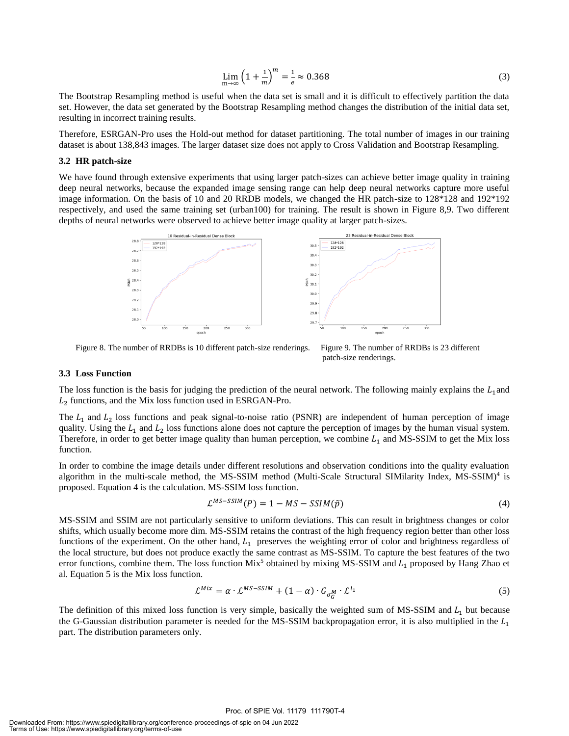$$\lim_{m\to\infty}\left(1+\frac{1}{m}\right)^m = \frac{1}{e} \approx 0.368 \tag{3}$$

The Bootstrap Resampling method is useful when the data set is small and it is difficult to effectively partition the data set. However, the data set generated by the Bootstrap Resampling method changes the distribution of the initial data set, resulting in incorrect training results.

Therefore, ESRGAN-Pro uses the Hold-out method for dataset partitioning. The total number of images in our training dataset is about 138,843 images. The larger dataset size does not apply to Cross Validation and Bootstrap Resampling.

### 3.2 HR patch-size

We have found through extensive experiments that using larger patch-sizes can achieve better image quality in training deep neural networks, because the expanded image sensing range can help deep neural networks capture more useful image information. On the basis of 10 and 20 RRDB models, we changed the HR patch-size to 128*128 and 192*192 respectively, and used the same training set (urban100) for training. The result is shown in Figure 8,9. Two different depths of neural networks were observed to achieve better image quality at larger patch-sizes.

Figure 8. The number of RRDBs is 10 different patch-size renderings.

Figure 9. The number of RRDBs is 23 different patch-size renderings.

### 3.3 Loss Function

The loss function is the basis for judging the prediction of the neural network. The following mainly explains the $L_1$ and $L_2$ functions, and the Mix loss function used in ESRGAN-Pro.

The $L_1$ and $L_2$ loss functions and peak signal-to-noise ratio (PSNR) are independent of human perception of image quality. Using the $L_1$ and $L_2$ loss functions alone does not capture the perception of images by the human visual system. Therefore, in order to get better image quality than human perception, we combine $L_1$ and MS-SSIM to get the Mix loss function.

In order to combine the image details under different resolutions and observation conditions into the quality evaluation algorithm in the multi-scale method, the MS-SSIM method (Multi-Scale Structural SIMilarity Index, MS-SSIM)[4] is proposed. Equation 4 is the calculation. MS-SSIM loss function.

$$\mathcal{L}^{MS-SSIM}(P) = 1 - MS - SSIM(\tilde{p}) \tag{4}$$

MS-SSIM and SSIM are not particularly sensitive to uniform deviations. This can result in brightness changes or color shifts, which usually become more dim. MS-SSIM retains the contrast of the high frequency region better than other loss functions of the experiment. On the other hand, $L_1$ preserves the weighting error of color and brightness regardless of the local structure, but does not produce exactly the same contrast as MS-SSIM. To capture the best features of the two error functions, combine them. The loss function Mix[5] obtained by mixing MS-SSIM and $L_1$ proposed by Hang Zhao et al. Equation 5 is the Mix loss function.

$$\mathcal{L}^{Mix} = \alpha \cdot \mathcal{L}^{MS-SSIM} + (1-\alpha) \cdot G_{\sigma_G^M} \cdot \mathcal{L}^{l_1} \tag{5}$$

The definition of this mixed loss function is very simple, basically the weighted sum of MS-SSIM and $L_1$ but because the G-Gaussian distribution parameter is needed for the MS-SSIM backpropagation error, it is also multiplied in the $L_1$ part. The distribution parameters only.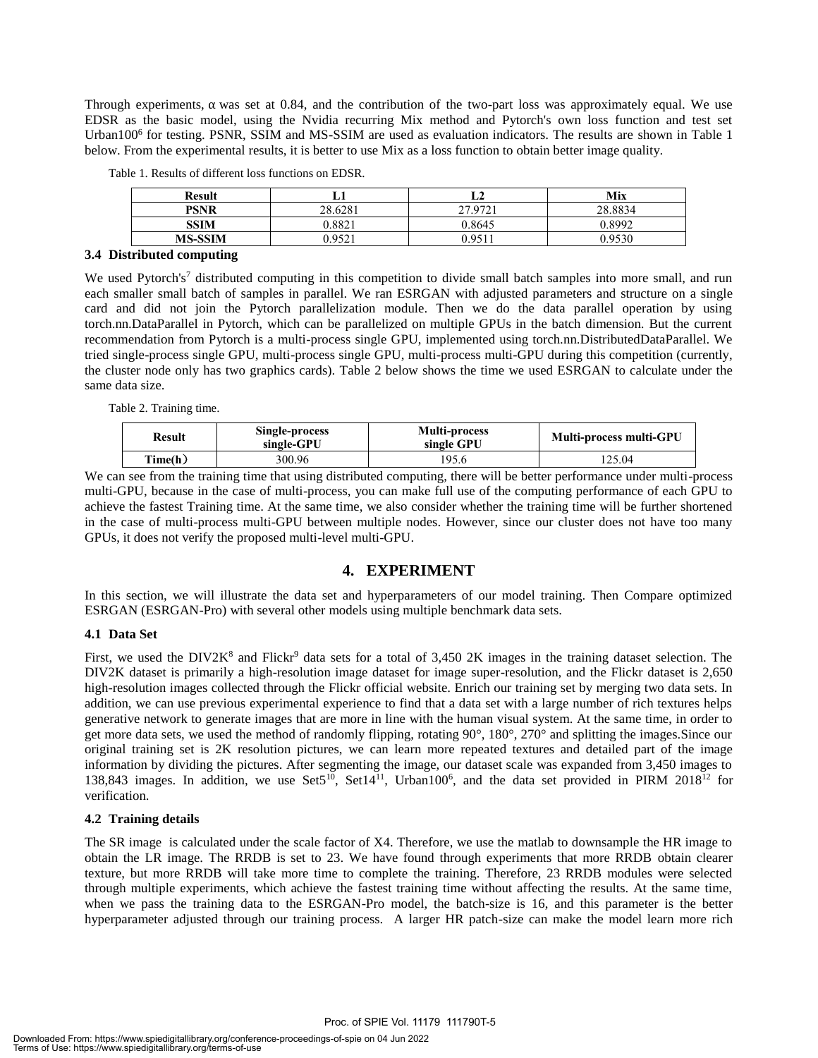Through experiments, α was set at 0.84, and the contribution of the two-part loss was approximately equal. We use EDSR as the basic model, using the Nvidia recurring Mix method and Pytorch's own loss function and test set Urban100[6] for testing. PSNR, SSIM and MS-SSIM are used as evaluation indicators. The results are shown in Table 1 below. From the experimental results, it is better to use Mix as a loss function to obtain better image quality.

Table 1. Results of different loss functions on EDSR.

| Result | L1 | L2 | Mix |
|---|---|---|---|
| PSNR | 28.6281 | 27.9721 | 28.8834 |
| SSIM | 0.8821 | 0.8645 | 0.8992 |
| MS-SSIM | 0.9521 | 0.9511 | 0.9530 |

### 3.4 Distributed computing

We used Pytorch's[7] distributed computing in this competition to divide small batch samples into more small, and run each smaller small batch of samples in parallel. We ran ESRGAN with adjusted parameters and structure on a single card and did not join the Pytorch parallelization module. Then we do the data parallel operation by using torch.nn.DataParallel in Pytorch, which can be parallelized on multiple GPUs in the batch dimension. But the current recommendation from Pytorch is a multi-process single GPU, implemented using torch.nn.DistributedDataParallel. We tried single-process single GPU, multi-process single GPU, multi-process multi-GPU during this competition (currently, the cluster node only has two graphics cards). Table 2 below shows the time we used ESRGAN to calculate under the same data size.

Table 2. Training time.

| Result | Single-process single-GPU | Multi-process single GPU | Multi-process multi-GPU |
|---|---|---|---|
| Time(h) | 300.96 | 195.6 | 125.04 |

We can see from the training time that using distributed computing, there will be better performance under multi-process multi-GPU, because in the case of multi-process, you can make full use of the computing performance of each GPU to achieve the fastest Training time. At the same time, we also consider whether the training time will be further shortened in the case of multi-process multi-GPU between multiple nodes. However, since our cluster does not have too many GPUs, it does not verify the proposed multi-level multi-GPU.

## 4. EXPERIMENT

In this section, we will illustrate the data set and hyperparameters of our model training. Then Compare optimized ESRGAN (ESRGAN-Pro) with several other models using multiple benchmark data sets.

### 4.1 Data Set

First, we used the DIV2K[8] and Flickr[9] data sets for a total of 3,450 2K images in the training dataset selection. The DIV2K dataset is primarily a high-resolution image dataset for image super-resolution, and the Flickr dataset is 2,650 high-resolution images collected through the Flickr official website. Enrich our training set by merging two data sets. In addition, we can use previous experimental experience to find that a data set with a large number of rich textures helps generative network to generate images that are more in line with the human visual system. At the same time, in order to get more data sets, we used the method of randomly flipping, rotating 90°, 180°, 270° and splitting the images.Since our original training set is 2K resolution pictures, we can learn more repeated textures and detailed part of the image information by dividing the pictures. After segmenting the image, our dataset scale was expanded from 3,450 images to 138,843 images. In addition, we use Set5[10], Set14[11], Urban100[6], and the data set provided in PIRM 2018[12] for verification.

### 4.2 Training details

The SR image is calculated under the scale factor of X4. Therefore, we use the matlab to downsample the HR image to obtain the LR image. The RRDB is set to 23. We have found through experiments that more RRDB obtain clearer texture, but more RRDB will take more time to complete the training. Therefore, 23 RRDB modules were selected through multiple experiments, which achieve the fastest training time without affecting the results. At the same time, when we pass the training data to the ESRGAN-Pro model, the batch-size is 16, and this parameter is the better hyperparameter adjusted through our training process. A larger HR patch-size can make the model learn more rich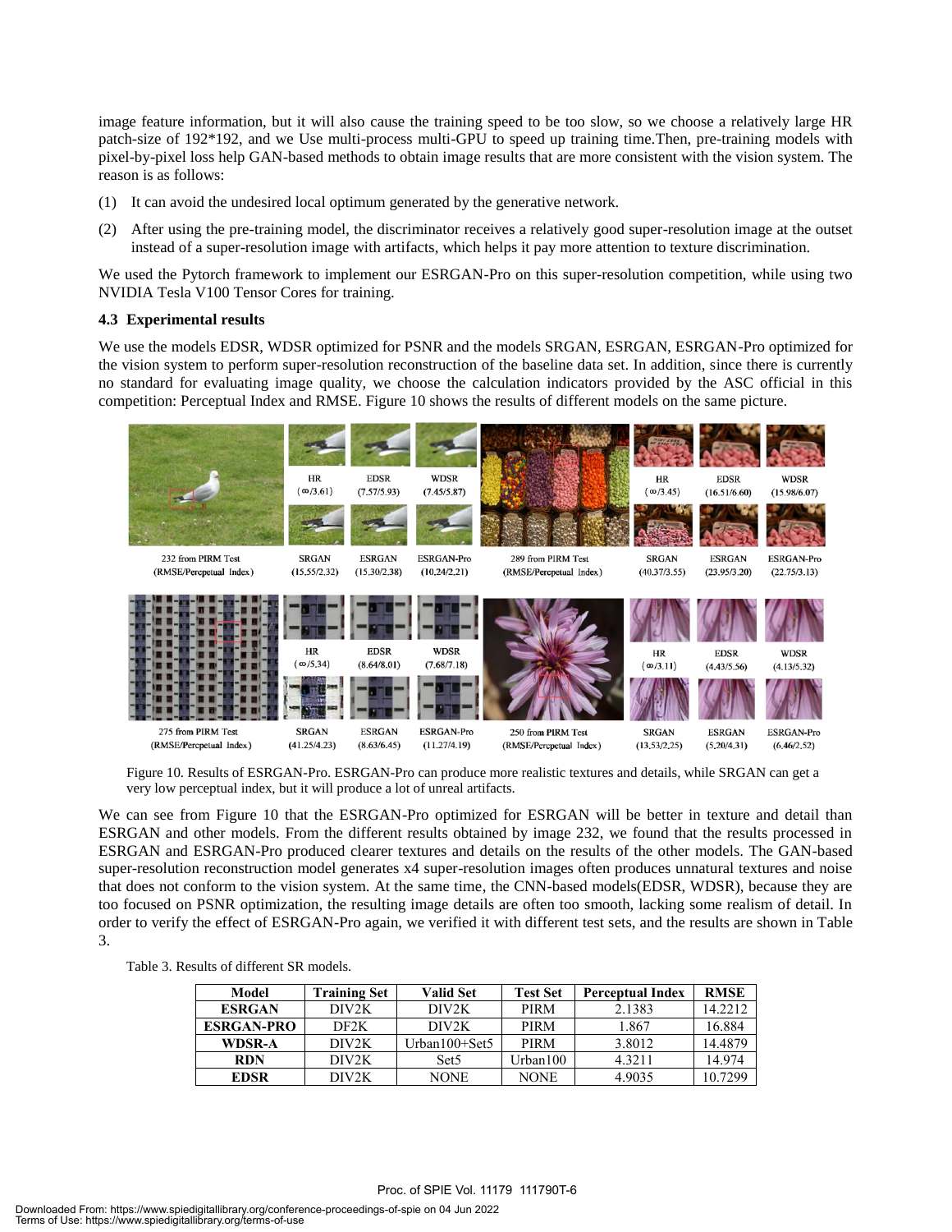image feature information, but it will also cause the training speed to be too slow, so we choose a relatively large HR patch-size of 192*192, and we Use multi-process multi-GPU to speed up training time.Then, pre-training models with pixel-by-pixel loss help GAN-based methods to obtain image results that are more consistent with the vision system. The reason is as follows:

(1) It can avoid the undesired local optimum generated by the generative network.

(2) After using the pre-training model, the discriminator receives a relatively good super-resolution image at the outset instead of a super-resolution image with artifacts, which helps it pay more attention to texture discrimination.

We used the Pytorch framework to implement our ESRGAN-Pro on this super-resolution competition, while using two NVIDIA Tesla V100 Tensor Cores for training.

### 4.3 Experimental results

We use the models EDSR, WDSR optimized for PSNR and the models SRGAN, ESRGAN, ESRGAN-Pro optimized for the vision system to perform super-resolution reconstruction of the baseline data set. In addition, since there is currently no standard for evaluating image quality, we choose the calculation indicators provided by the ASC official in this competition: Perceptual Index and RMSE. Figure 10 shows the results of different models on the same picture.

232 from PIRM Test (RMSE/Percepetual Index) — HR (∞/3.61), EDSR (7.57/5.93), WDSR (7.45/5.87), SRGAN (15.55/2.32), ESRGAN (15.30/2.38), ESRGAN-Pro (10.24/2.21)

289 from PIRM Test (RMSE/Percepetual Index) — HR (∞/3.45), EDSR (16.51/6.60), WDSR (15.98/6.07), SRGAN (40.37/3.55), ESRGAN (23.95/3.20), ESRGAN-Pro (22.75/3.13)

275 from PIRM Test (RMSE/Percepetual Index) — HR (∞/5.34), EDSR (8.64/8.01), WDSR (7.68/7.18), SRGAN (41.25/4.23), ESRGAN (8.63/6.45), ESRGAN-Pro (11.27/4.19)

250 from PIRM Test (RMSE/Percepetual Index) — HR (∞/3.11), EDSR (4.43/5.56), WDSR (4.13/5.32), SRGAN (13.53/2.25), ESRGAN (5.20/4.31), ESRGAN-Pro (6.46/2.52)

Figure 10. Results of ESRGAN-Pro. ESRGAN-Pro can produce more realistic textures and details, while SRGAN can get a very low perceptual index, but it will produce a lot of unreal artifacts.

We can see from Figure 10 that the ESRGAN-Pro optimized for ESRGAN will be better in texture and detail than ESRGAN and other models. From the different results obtained by image 232, we found that the results processed in ESRGAN and ESRGAN-Pro produced clearer textures and details on the results of the other models. The GAN-based super-resolution reconstruction model generates x4 super-resolution images often produces unnatural textures and noise that does not conform to the vision system. At the same time, the CNN-based models(EDSR, WDSR), because they are too focused on PSNR optimization, the resulting image details are often too smooth, lacking some realism of detail. In order to verify the effect of ESRGAN-Pro again, we verified it with different test sets, and the results are shown in Table 3.

Table 3. Results of different SR models.

| Model | Training Set | Valid Set | Test Set | Perceptual Index | RMSE |
|---|---|---|---|---|---|
| **ESRGAN** | DIV2K | DIV2K | PIRM | 2.1383 | 14.2212 |
| **ESRGAN-PRO** | DF2K | DIV2K | PIRM | 1.867 | 16.884 |
| **WDSR-A** | DIV2K | Urban100+Set5 | PIRM | 3.8012 | 14.4879 |
| **RDN** | DIV2K | Set5 | Urban100 | 4.3211 | 14.974 |
| **EDSR** | DIV2K | NONE | NONE | 4.9035 | 10.7299 |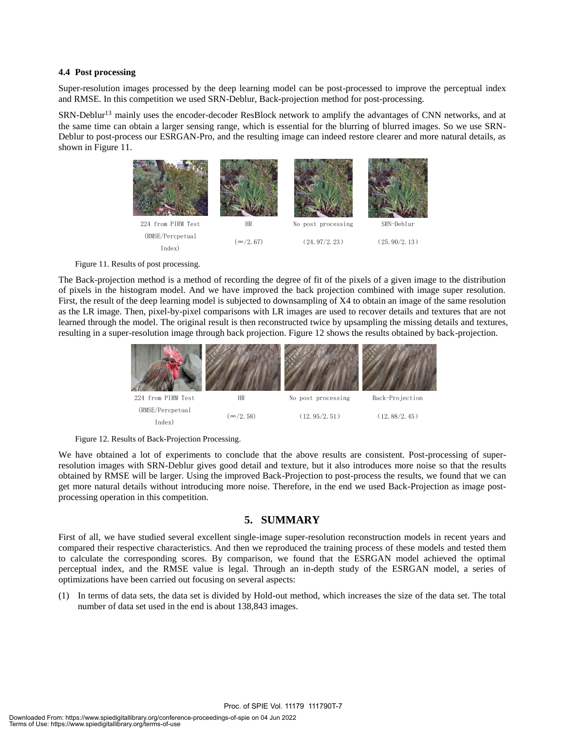### 4.4 Post processing

Super-resolution images processed by the deep learning model can be post-processed to improve the perceptual index and RMSE. In this competition we used SRN-Deblur, Back-projection method for post-processing.

SRN-Deblur[13] mainly uses the encoder-decoder ResBlock network to amplify the advantages of CNN networks, and at the same time can obtain a larger sensing range, which is essential for the blurring of blurred images. So we use SRN-Deblur to post-process our ESRGAN-Pro, and the resulting image can indeed restore clearer and more natural details, as shown in Figure 11.

| 224 from PIRM Test (RMSE/Percpetual Index) | HR | No post processing | SRN-Deblur |
|---|---|---|---|
| | (∞/2.67) | (24.97/2.23) | (25.90/2.13) |

Figure 11. Results of post processing.

The Back-projection method is a method of recording the degree of fit of the pixels of a given image to the distribution of pixels in the histogram model. And we have improved the back projection combined with image super resolution. First, the result of the deep learning model is subjected to downsampling of X4 to obtain an image of the same resolution as the LR image. Then, pixel-by-pixel comparisons with LR images are used to recover details and textures that are not learned through the model. The original result is then reconstructed twice by upsampling the missing details and textures, resulting in a super-resolution image through back projection. Figure 12 shows the results obtained by back-projection.

| 224 from PIRM Test (RMSE/Percpetual Index) | HR | No post processing | Back-Projection |
|---|---|---|---|
| | (∞/2.58) | (12.95/2.51) | (12.88/2.45) |

Figure 12. Results of Back-Projection Processing.

We have obtained a lot of experiments to conclude that the above results are consistent. Post-processing of super-resolution images with SRN-Deblur gives good detail and texture, but it also introduces more noise so that the results obtained by RMSE will be larger. Using the improved Back-Projection to post-process the results, we found that we can get more natural details without introducing more noise. Therefore, in the end we used Back-Projection as image post-processing operation in this competition.

## 5. SUMMARY

First of all, we have studied several excellent single-image super-resolution reconstruction models in recent years and compared their respective characteristics. And then we reproduced the training process of these models and tested them to calculate the corresponding scores. By comparison, we found that the ESRGAN model achieved the optimal perceptual index, and the RMSE value is legal. Through an in-depth study of the ESRGAN model, a series of optimizations have been carried out focusing on several aspects:

(1) In terms of data sets, the data set is divided by Hold-out method, which increases the size of the data set. The total number of data set used in the end is about 138,843 images.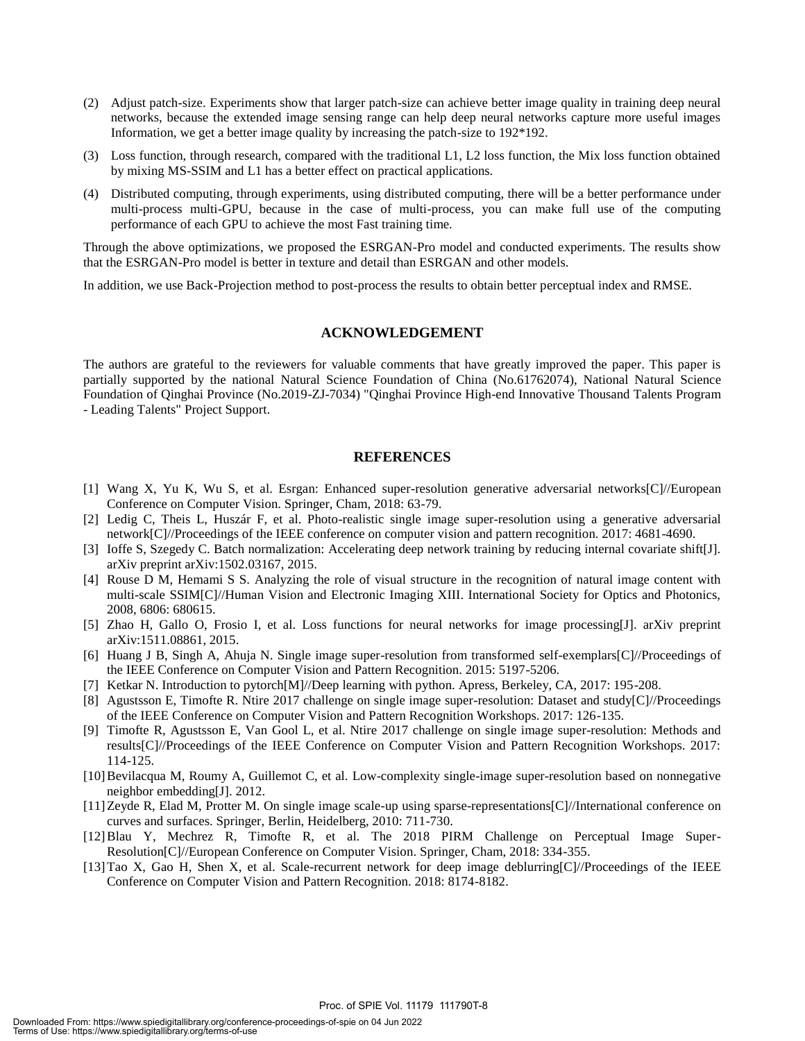(2) Adjust patch-size. Experiments show that larger patch-size can achieve better image quality in training deep neural networks, because the extended image sensing range can help deep neural networks capture more useful images Information, we get a better image quality by increasing the patch-size to 192*192.

(3) Loss function, through research, compared with the traditional L1, L2 loss function, the Mix loss function obtained by mixing MS-SSIM and L1 has a better effect on practical applications.

(4) Distributed computing, through experiments, using distributed computing, there will be a better performance under multi-process multi-GPU, because in the case of multi-process, you can make full use of the computing performance of each GPU to achieve the most Fast training time.

Through the above optimizations, we proposed the ESRGAN-Pro model and conducted experiments. The results show that the ESRGAN-Pro model is better in texture and detail than ESRGAN and other models.

In addition, we use Back-Projection method to post-process the results to obtain better perceptual index and RMSE.

## ACKNOWLEDGEMENT

The authors are grateful to the reviewers for valuable comments that have greatly improved the paper. This paper is partially supported by the national Natural Science Foundation of China (No.61762074), National Natural Science Foundation of Qinghai Province (No.2019-ZJ-7034) "Qinghai Province High-end Innovative Thousand Talents Program - Leading Talents" Project Support.

## REFERENCES

[1] Wang X, Yu K, Wu S, et al. Esrgan: Enhanced super-resolution generative adversarial networks[C]//European Conference on Computer Vision. Springer, Cham, 2018: 63-79.

[2] Ledig C, Theis L, Huszár F, et al. Photo-realistic single image super-resolution using a generative adversarial network[C]//Proceedings of the IEEE conference on computer vision and pattern recognition. 2017: 4681-4690.

[3] Ioffe S, Szegedy C. Batch normalization: Accelerating deep network training by reducing internal covariate shift[J]. arXiv preprint arXiv:1502.03167, 2015.

[4] Rouse D M, Hemami S S. Analyzing the role of visual structure in the recognition of natural image content with multi-scale SSIM[C]//Human Vision and Electronic Imaging XIII. International Society for Optics and Photonics, 2008, 6806: 680615.

[5] Zhao H, Gallo O, Frosio I, et al. Loss functions for neural networks for image processing[J]. arXiv preprint arXiv:1511.08861, 2015.

[6] Huang J B, Singh A, Ahuja N. Single image super-resolution from transformed self-exemplars[C]//Proceedings of the IEEE Conference on Computer Vision and Pattern Recognition. 2015: 5197-5206.

[7] Ketkar N. Introduction to pytorch[M]//Deep learning with python. Apress, Berkeley, CA, 2017: 195-208.

[8] Agustsson E, Timofte R. Ntire 2017 challenge on single image super-resolution: Dataset and study[C]//Proceedings of the IEEE Conference on Computer Vision and Pattern Recognition Workshops. 2017: 126-135.

[9] Timofte R, Agustsson E, Van Gool L, et al. Ntire 2017 challenge on single image super-resolution: Methods and results[C]//Proceedings of the IEEE Conference on Computer Vision and Pattern Recognition Workshops. 2017: 114-125.

[10] Bevilacqua M, Roumy A, Guillemot C, et al. Low-complexity single-image super-resolution based on nonnegative neighbor embedding[J]. 2012.

[11] Zeyde R, Elad M, Protter M. On single image scale-up using sparse-representations[C]//International conference on curves and surfaces. Springer, Berlin, Heidelberg, 2010: 711-730.

[12] Blau Y, Mechrez R, Timofte R, et al. The 2018 PIRM Challenge on Perceptual Image Super-Resolution[C]//European Conference on Computer Vision. Springer, Cham, 2018: 334-355.

[13] Tao X, Gao H, Shen X, et al. Scale-recurrent network for deep image deblurring[C]//Proceedings of the IEEE Conference on Computer Vision and Pattern Recognition. 2018: 8174-8182.